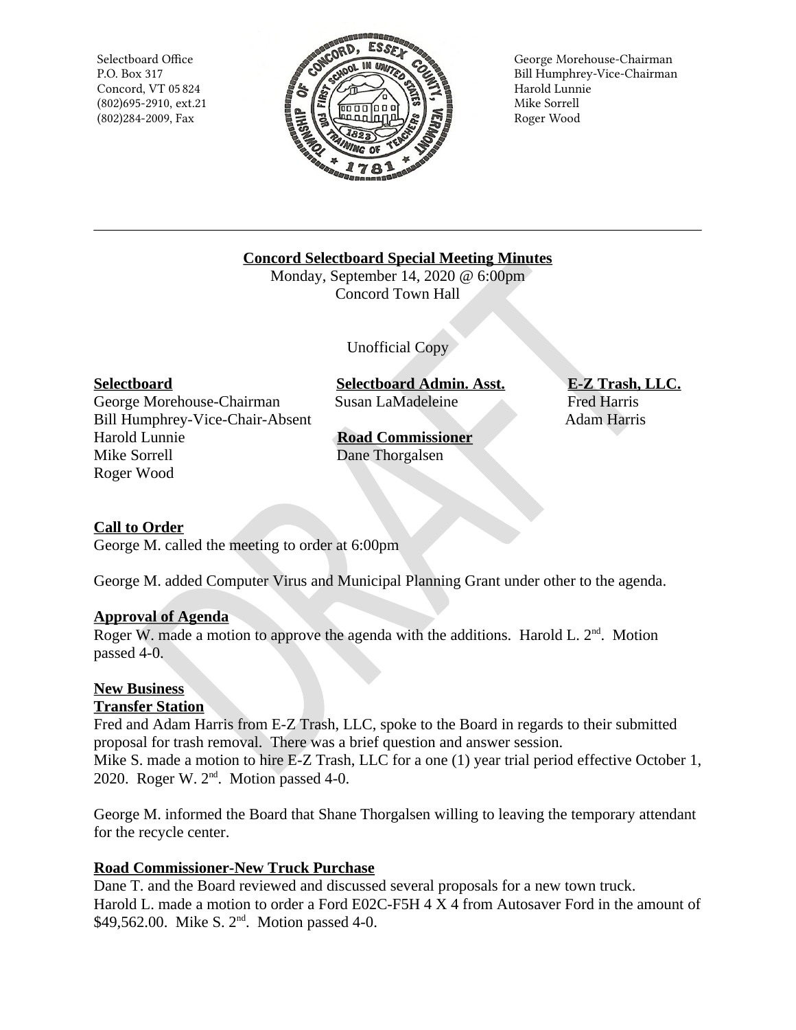Selectboard Office
P.O. Box 317
Concord, VT 05824
(802)695-2910, ext.21
(802)284-2009, Fax

George Morehouse-Chairman
Bill Humphrey-Vice-Chairman
Harold Lunnie
Mike Sorrell
Roger Wood

---

**Concord Selectboard Special Meeting Minutes**
Monday, September 14, 2020 @ 6:00pm
Concord Town Hall

Unofficial Copy

**Selectboard**
George Morehouse-Chairman
Bill Humphrey-Vice-Chair-Absent
Harold Lunnie
Mike Sorrell
Roger Wood

**Selectboard Admin. Asst.**
Susan LaMadeleine

**Road Commissioner**
Dane Thorgalsen

**E-Z Trash, LLC.**
Fred Harris
Adam Harris

**Call to Order**
George M. called the meeting to order at 6:00pm

George M. added Computer Virus and Municipal Planning Grant under other to the agenda.

**Approval of Agenda**
Roger W. made a motion to approve the agenda with the additions. Harold L. 2nd. Motion passed 4-0.

**New Business**
**Transfer Station**
Fred and Adam Harris from E-Z Trash, LLC, spoke to the Board in regards to their submitted proposal for trash removal. There was a brief question and answer session.
Mike S. made a motion to hire E-Z Trash, LLC for a one (1) year trial period effective October 1, 2020. Roger W. 2nd. Motion passed 4-0.

George M. informed the Board that Shane Thorgalsen willing to leaving the temporary attendant for the recycle center.

**Road Commissioner-New Truck Purchase**
Dane T. and the Board reviewed and discussed several proposals for a new town truck.
Harold L. made a motion to order a Ford E02C-F5H 4 X 4 from Autosaver Ford in the amount of $49,562.00. Mike S. 2nd. Motion passed 4-0.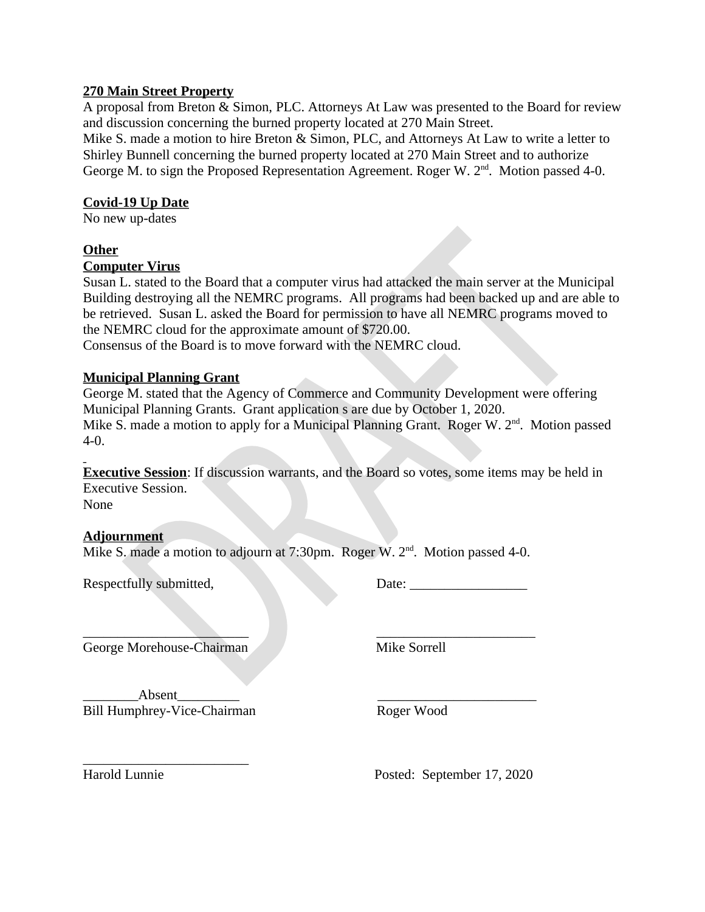**270 Main Street Property**

A proposal from Breton & Simon, PLC. Attorneys At Law was presented to the Board for review and discussion concerning the burned property located at 270 Main Street.

Mike S. made a motion to hire Breton & Simon, PLC, and Attorneys At Law to write a letter to Shirley Bunnell concerning the burned property located at 270 Main Street and to authorize George M. to sign the Proposed Representation Agreement. Roger W. 2nd. Motion passed 4-0.

**Covid-19 Up Date**

No new up-dates

**Other**

**Computer Virus**

Susan L. stated to the Board that a computer virus had attacked the main server at the Municipal Building destroying all the NEMRC programs. All programs had been backed up and are able to be retrieved. Susan L. asked the Board for permission to have all NEMRC programs moved to the NEMRC cloud for the approximate amount of $720.00.

Consensus of the Board is to move forward with the NEMRC cloud.

**Municipal Planning Grant**

George M. stated that the Agency of Commerce and Community Development were offering Municipal Planning Grants. Grant application s are due by October 1, 2020.

Mike S. made a motion to apply for a Municipal Planning Grant. Roger W. 2nd. Motion passed 4-0.

**Executive Session**: If discussion warrants, and the Board so votes, some items may be held in Executive Session.

None

**Adjournment**

Mike S. made a motion to adjourn at 7:30pm. Roger W. 2nd. Motion passed 4-0.

Respectfully submitted, Date: _________________

________________________ ________________________

George Morehouse-Chairman Mike Sorrell

________Absent_________ ________________________

Bill Humphrey-Vice-Chairman Roger Wood

________________________

Harold Lunnie

Posted: September 17, 2020